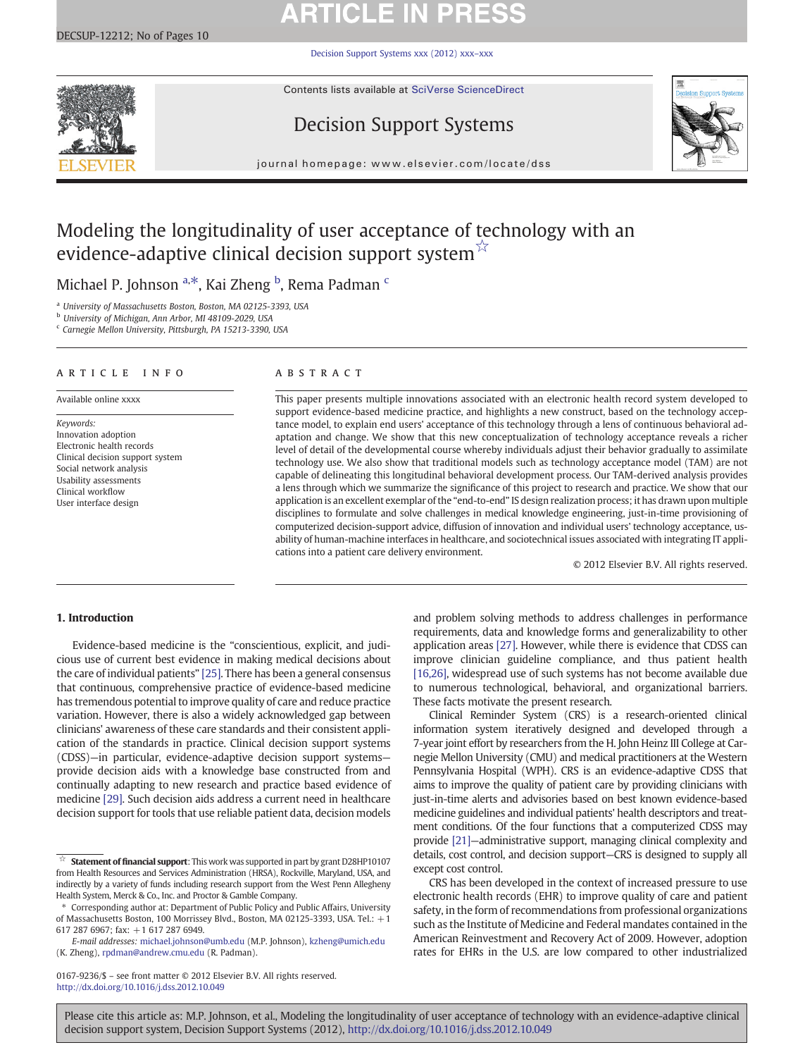# Modeling the longitudinality of user acceptance of technology with an evidence-adaptive clinical decision support system[☆]

Michael P. Johnson [a,*], Kai Zheng [b], Rema Padman [c]

[a] University of Massachusetts Boston, Boston, MA 02125-3393, USA
[b] University of Michigan, Ann Arbor, MI 48109-2029, USA
[c] Carnegie Mellon University, Pittsburgh, PA 15213-3390, USA

## ARTICLE INFO

Available online xxxx

*Keywords:*
Innovation adoption
Electronic health records
Clinical decision support system
Social network analysis
Usability assessments
Clinical workflow
User interface design

## ABSTRACT

This paper presents multiple innovations associated with an electronic health record system developed to support evidence-based medicine practice, and highlights a new construct, based on the technology acceptance model, to explain end users' acceptance of this technology through a lens of continuous behavioral adaptation and change. We show that this new conceptualization of technology acceptance reveals a richer level of detail of the developmental course whereby individuals adjust their behavior gradually to assimilate technology use. We also show that traditional models such as technology acceptance model (TAM) are not capable of delineating this longitudinal behavioral development process. Our TAM-derived analysis provides a lens through which we summarize the significance of this project to research and practice. We show that our application is an excellent exemplar of the "end-to-end" IS design realization process; it has drawn upon multiple disciplines to formulate and solve challenges in medical knowledge engineering, just-in-time provisioning of computerized decision-support advice, diffusion of innovation and individual users' technology acceptance, usability of human-machine interfaces in healthcare, and sociotechnical issues associated with integrating IT applications into a patient care delivery environment.

© 2012 Elsevier B.V. All rights reserved.

## 1. Introduction

Evidence-based medicine is the "conscientious, explicit, and judicious use of current best evidence in making medical decisions about the care of individual patients" [25]. There has been a general consensus that continuous, comprehensive practice of evidence-based medicine has tremendous potential to improve quality of care and reduce practice variation. However, there is also a widely acknowledged gap between clinicians' awareness of these care standards and their consistent application of the standards in practice. Clinical decision support systems (CDSS)—in particular, evidence-adaptive decision support systems—provide decision aids with a knowledge base constructed from and continually adapting to new research and practice based evidence of medicine [29]. Such decision aids address a current need in healthcare decision support for tools that use reliable patient data, decision models and problem solving methods to address challenges in performance requirements, data and knowledge forms and generalizability to other application areas [27]. However, while there is evidence that CDSS can improve clinician guideline compliance, and thus patient health [16,26], widespread use of such systems has not become available due to numerous technological, behavioral, and organizational barriers. These facts motivate the present research.

Clinical Reminder System (CRS) is a research-oriented clinical information system iteratively designed and developed through a 7-year joint effort by researchers from the H. John Heinz III College at Carnegie Mellon University (CMU) and medical practitioners at the Western Pennsylvania Hospital (WPH). CRS is an evidence-adaptive CDSS that aims to improve the quality of patient care by providing clinicians with just-in-time alerts and advisories based on best known evidence-based medicine guidelines and individual patients' health descriptors and treatment conditions. Of the four functions that a computerized CDSS may provide [21]—administrative support, managing clinical complexity and details, cost control, and decision support—CRS is designed to supply all except cost control.

CRS has been developed in the context of increased pressure to use electronic health records (EHR) to improve quality of care and patient safety, in the form of recommendations from professional organizations such as the Institute of Medicine and Federal mandates contained in the American Reinvestment and Recovery Act of 2009. However, adoption rates for EHRs in the U.S. are low compared to other industrialized

☆ **Statement of financial support**: This work was supported in part by grant D28HP10107 from Health Resources and Services Administration (HRSA), Rockville, Maryland, USA, and indirectly by a variety of funds including research support from the West Penn Allegheny Health System, Merck & Co., Inc. and Proctor & Gamble Company.

\* Corresponding author at: Department of Public Policy and Public Affairs, University of Massachusetts Boston, 100 Morrissey Blvd., Boston, MA 02125-3393, USA. Tel.: +1 617 287 6967; fax: +1 617 287 6949.

*E-mail addresses:* michael.johnson@umb.edu (M.P. Johnson), kzheng@umich.edu (K. Zheng), rpdman@andrew.cmu.edu (R. Padman).

0167-9236/$ – see front matter © 2012 Elsevier B.V. All rights reserved.
http://dx.doi.org/10.1016/j.dss.2012.10.049

Please cite this article as: M.P. Johnson, et al., Modeling the longitudinality of user acceptance of technology with an evidence-adaptive clinical decision support system, Decision Support Systems (2012), http://dx.doi.org/10.1016/j.dss.2012.10.049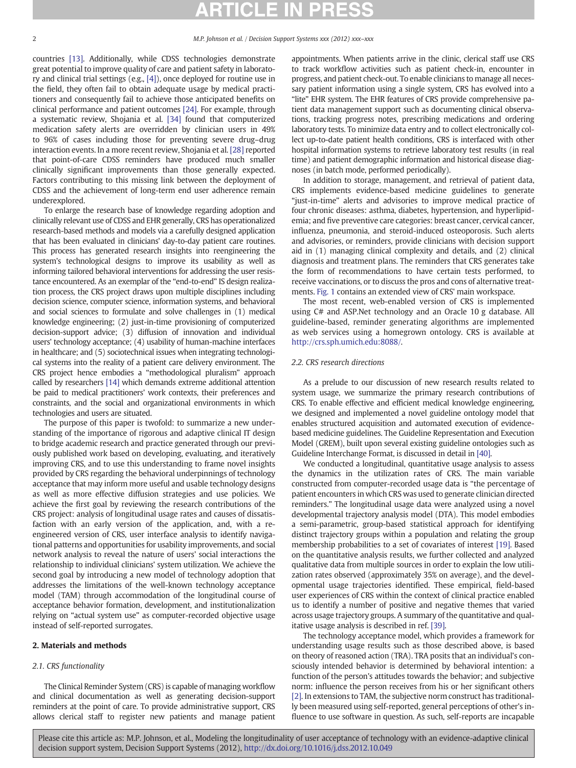countries [13]. Additionally, while CDSS technologies demonstrate great potential to improve quality of care and patient safety in laboratory and clinical trial settings (e.g., [4]), once deployed for routine use in the field, they often fail to obtain adequate usage by medical practitioners and consequently fail to achieve those anticipated benefits on clinical performance and patient outcomes [24]. For example, through a systematic review, Shojania et al. [34] found that computerized medication safety alerts are overridden by clinician users in 49% to 96% of cases including those for preventing severe drug–drug interaction events. In a more recent review, Shojania et al. [28] reported that point-of-care CDSS reminders have produced much smaller clinically significant improvements than those generally expected. Factors contributing to this missing link between the deployment of CDSS and the achievement of long-term end user adherence remain underexplored.

To enlarge the research base of knowledge regarding adoption and clinically relevant use of CDSS and EHR generally, CRS has operationalized research-based methods and models via a carefully designed application that has been evaluated in clinicians' day-to-day patient care routines. This process has generated research insights into reengineering the system's technological designs to improve its usability as well as informing tailored behavioral interventions for addressing the user resistance encountered. As an exemplar of the "end-to-end" IS design realization process, the CRS project draws upon multiple disciplines including decision science, computer science, information systems, and behavioral and social sciences to formulate and solve challenges in (1) medical knowledge engineering; (2) just-in-time provisioning of computerized decision-support advice; (3) diffusion of innovation and individual users' technology acceptance; (4) usability of human-machine interfaces in healthcare; and (5) sociotechnical issues when integrating technological systems into the reality of a patient care delivery environment. The CRS project hence embodies a "methodological pluralism" approach called by researchers [14] which demands extreme additional attention be paid to medical practitioners' work contexts, their preferences and constraints, and the social and organizational environments in which technologies and users are situated.

The purpose of this paper is twofold: to summarize a new understanding of the importance of rigorous and adaptive clinical IT design to bridge academic research and practice generated through our previously published work based on developing, evaluating, and iteratively improving CRS, and to use this understanding to frame novel insights provided by CRS regarding the behavioral underpinnings of technology acceptance that may inform more useful and usable technology designs as well as more effective diffusion strategies and use policies. We achieve the first goal by reviewing the research contributions of the CRS project: analysis of longitudinal usage rates and causes of dissatisfaction with an early version of the application, and, with a re-engineered version of CRS, user interface analysis to identify navigational patterns and opportunities for usability improvements, and social network analysis to reveal the nature of users' social interactions the relationship to individual clinicians' system utilization. We achieve the second goal by introducing a new model of technology adoption that addresses the limitations of the well-known technology acceptance model (TAM) through accommodation of the longitudinal course of acceptance behavior formation, development, and institutionalization relying on "actual system use" as computer-recorded objective usage instead of self-reported surrogates.

## 2. Materials and methods

### 2.1. CRS functionality

The Clinical Reminder System (CRS) is capable of managing workflow and clinical documentation as well as generating decision-support reminders at the point of care. To provide administrative support, CRS allows clerical staff to register new patients and manage patient appointments. When patients arrive in the clinic, clerical staff use CRS to track workflow activities such as patient check-in, encounter in progress, and patient check-out. To enable clinicians to manage all necessary patient information using a single system, CRS has evolved into a "lite" EHR system. The EHR features of CRS provide comprehensive patient data management support such as documenting clinical observations, tracking progress notes, prescribing medications and ordering laboratory tests. To minimize data entry and to collect electronically collect up-to-date patient health conditions, CRS is interfaced with other hospital information systems to retrieve laboratory test results (in real time) and patient demographic information and historical disease diagnoses (in batch mode, performed periodically).

In addition to storage, management, and retrieval of patient data, CRS implements evidence-based medicine guidelines to generate "just-in-time" alerts and advisories to improve medical practice of four chronic diseases: asthma, diabetes, hypertension, and hyperlipidemia; and five preventive care categories: breast cancer, cervical cancer, influenza, pneumonia, and steroid-induced osteoporosis. Such alerts and advisories, or reminders, provide clinicians with decision support aid in (1) managing clinical complexity and details, and (2) clinical diagnosis and treatment plans. The reminders that CRS generates take the form of recommendations to have certain tests performed, to receive vaccinations, or to discuss the pros and cons of alternative treatments. Fig. 1 contains an extended view of CRS' main workspace.

The most recent, web-enabled version of CRS is implemented using C# and ASP.Net technology and an Oracle 10 g database. All guideline-based, reminder generating algorithms are implemented as web services using a homegrown ontology. CRS is available at http://crs.sph.umich.edu:8088/.

### 2.2. CRS research directions

As a prelude to our discussion of new research results related to system usage, we summarize the primary research contributions of CRS. To enable effective and efficient medical knowledge engineering, we designed and implemented a novel guideline ontology model that enables structured acquisition and automated execution of evidence-based medicine guidelines. The Guideline Representation and Execution Model (GREM), built upon several existing guideline ontologies such as Guideline Interchange Format, is discussed in detail in [40].

We conducted a longitudinal, quantitative usage analysis to assess the dynamics in the utilization rates of CRS. The main variable constructed from computer-recorded usage data is "the percentage of patient encounters in which CRS was used to generate clinician directed reminders." The longitudinal usage data were analyzed using a novel developmental trajectory analysis model (DTA). This model embodies a semi-parametric, group-based statistical approach for identifying distinct trajectory groups within a population and relating the group membership probabilities to a set of covariates of interest [19]. Based on the quantitative analysis results, we further collected and analyzed qualitative data from multiple sources in order to explain the low utilization rates observed (approximately 35% on average), and the developmental usage trajectories identified. These empirical, field-based user experiences of CRS within the context of clinical practice enabled us to identify a number of positive and negative themes that varied across usage trajectory groups. A summary of the quantitative and qualitative usage analysis is described in ref. [39].

The technology acceptance model, which provides a framework for understanding usage results such as those described above, is based on theory of reasoned action (TRA). TRA posits that an individual's consciously intended behavior is determined by behavioral intention: a function of the person's attitudes towards the behavior; and subjective norm: influence the person receives from his or her significant others [2]. In extensions to TAM, the subjective norm construct has traditionally been measured using self-reported, general perceptions of other's influence to use software in question. As such, self-reports are incapable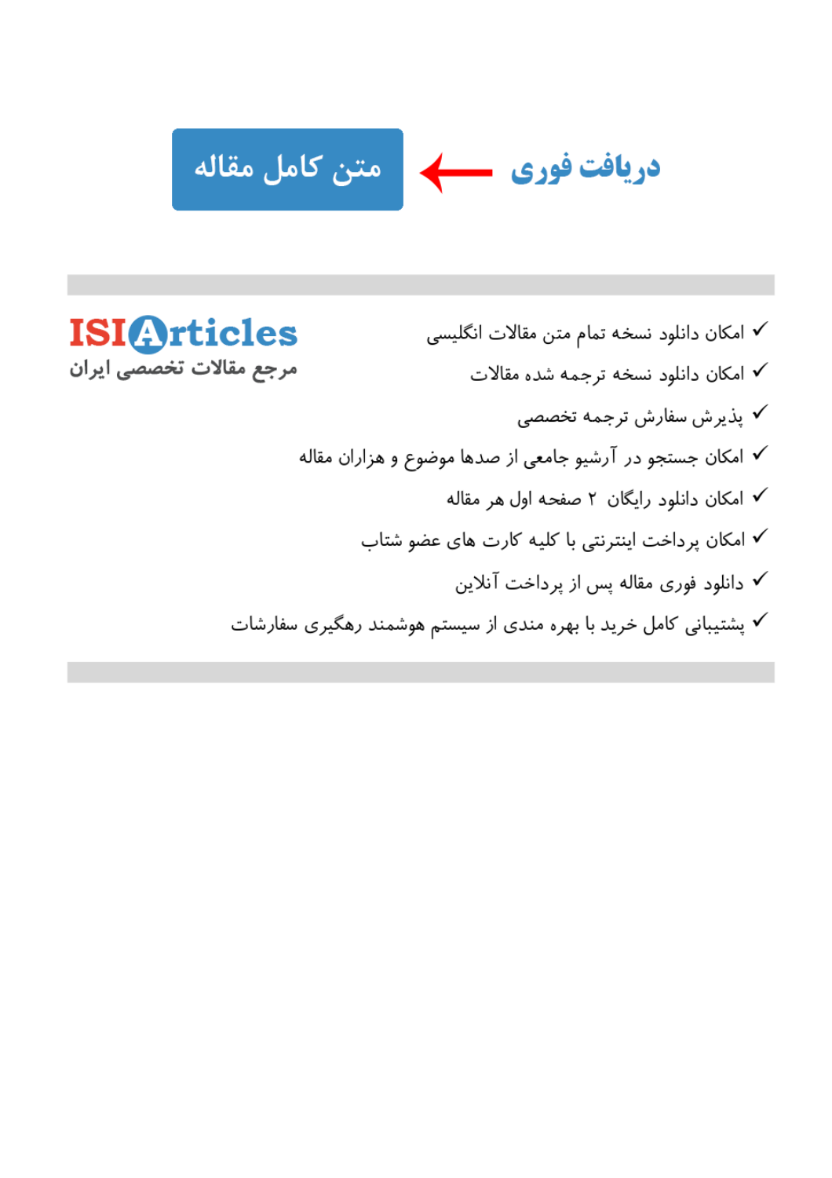دریافت فوری ← متن کامل مقاله

**ISIArticles**
مرجع مقالات تخصصی ایران

- ✓ امکان دانلود نسخه تمام متن مقالات انگلیسی
- ✓ امکان دانلود نسخه ترجمه شده مقالات
- ✓ پذیرش سفارش ترجمه تخصصی
- ✓ امکان جستجو در آرشیو جامعی از صدها موضوع و هزاران مقاله
- ✓ امکان دانلود رایگان ۲ صفحه اول هر مقاله
- ✓ امکان پرداخت اینترنتی با کلیه کارت های عضو شتاب
- ✓ دانلود فوری مقاله پس از پرداخت آنلاین
- ✓ پشتیبانی کامل خرید با بهره مندی از سیستم هوشمند رهگیری سفارشات